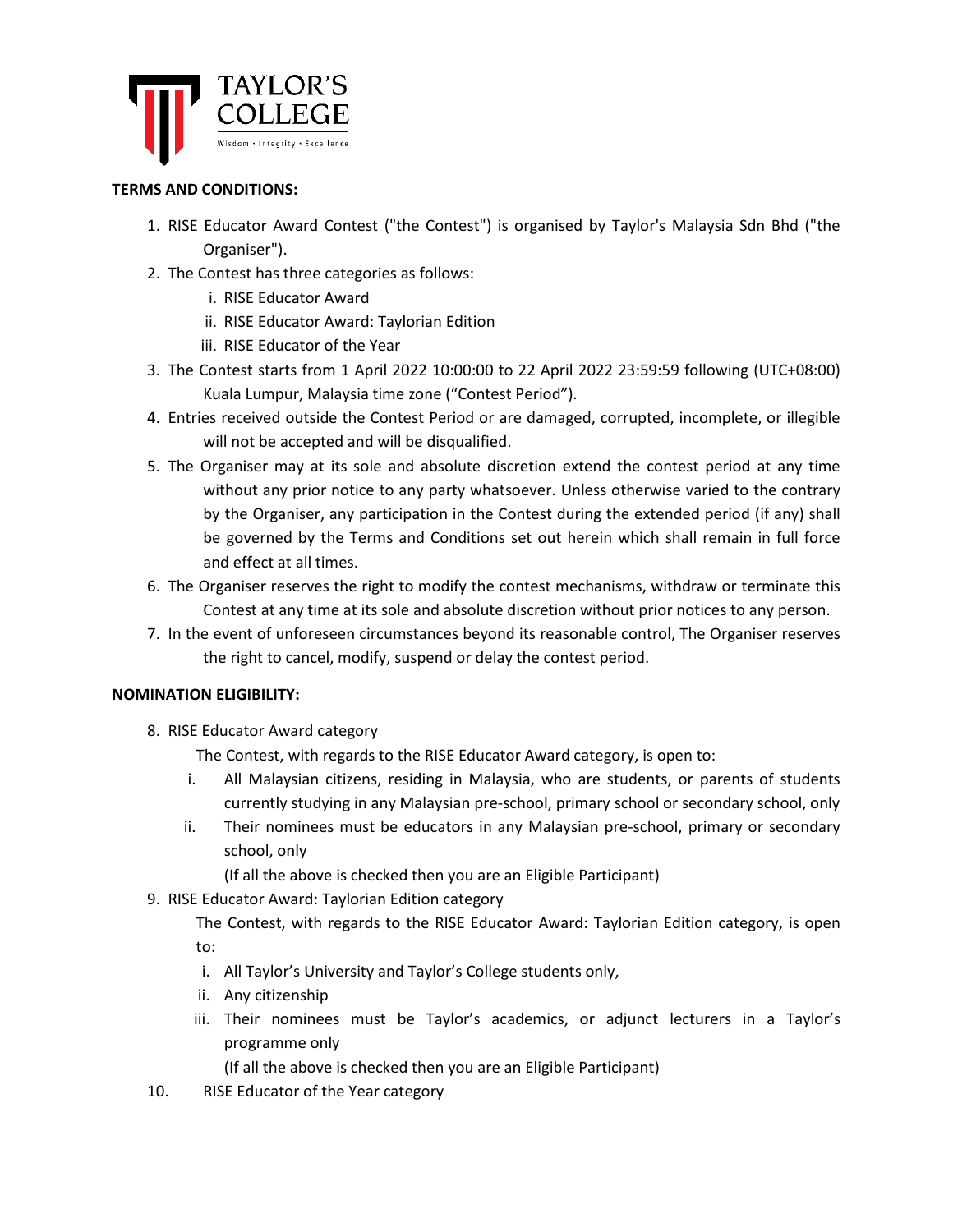TAYLOR'S COLLEGE

Wisdom • Integrity • Excellence

**TERMS AND CONDITIONS:**

1. RISE Educator Award Contest ("the Contest") is organised by Taylor's Malaysia Sdn Bhd ("the Organiser").
2. The Contest has three categories as follows:
   i. RISE Educator Award
   ii. RISE Educator Award: Taylorian Edition
   iii. RISE Educator of the Year
3. The Contest starts from 1 April 2022 10:00:00 to 22 April 2022 23:59:59 following (UTC+08:00) Kuala Lumpur, Malaysia time zone ("Contest Period").
4. Entries received outside the Contest Period or are damaged, corrupted, incomplete, or illegible will not be accepted and will be disqualified.
5. The Organiser may at its sole and absolute discretion extend the contest period at any time without any prior notice to any party whatsoever. Unless otherwise varied to the contrary by the Organiser, any participation in the Contest during the extended period (if any) shall be governed by the Terms and Conditions set out herein which shall remain in full force and effect at all times.
6. The Organiser reserves the right to modify the contest mechanisms, withdraw or terminate this Contest at any time at its sole and absolute discretion without prior notices to any person.
7. In the event of unforeseen circumstances beyond its reasonable control, The Organiser reserves the right to cancel, modify, suspend or delay the contest period.

**NOMINATION ELIGIBILITY:**

8. RISE Educator Award category

   The Contest, with regards to the RISE Educator Award category, is open to:

   i. All Malaysian citizens, residing in Malaysia, who are students, or parents of students currently studying in any Malaysian pre-school, primary school or secondary school, only
   ii. Their nominees must be educators in any Malaysian pre-school, primary or secondary school, only

   (If all the above is checked then you are an Eligible Participant)

9. RISE Educator Award: Taylorian Edition category

   The Contest, with regards to the RISE Educator Award: Taylorian Edition category, is open to:

   i. All Taylor's University and Taylor's College students only,
   ii. Any citizenship
   iii. Their nominees must be Taylor's academics, or adjunct lecturers in a Taylor's programme only

   (If all the above is checked then you are an Eligible Participant)

10. RISE Educator of the Year category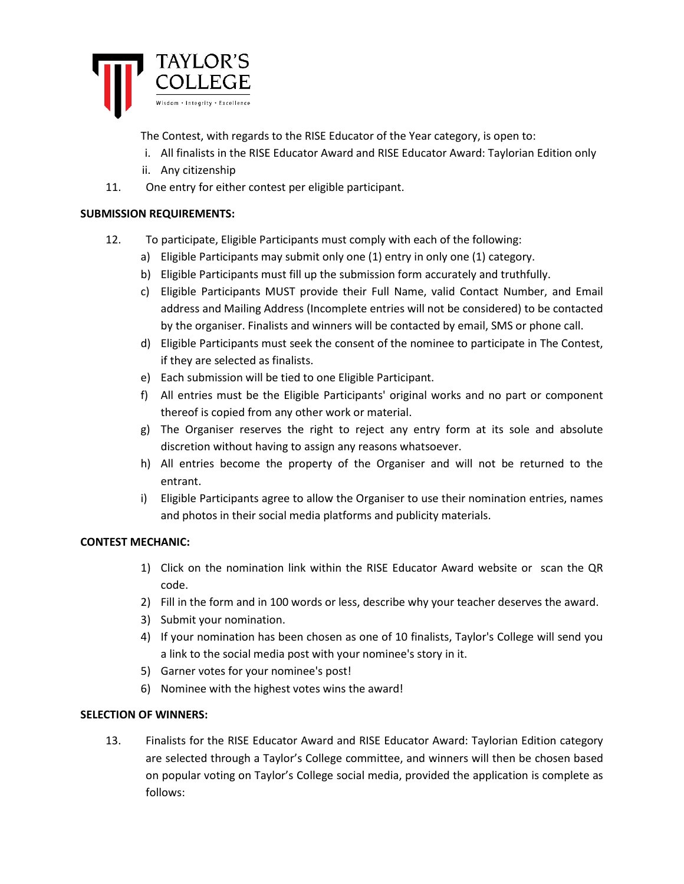The Contest, with regards to the RISE Educator of the Year category, is open to:

i. All finalists in the RISE Educator Award and RISE Educator Award: Taylorian Edition only
ii. Any citizenship

11. One entry for either contest per eligible participant.

**SUBMISSION REQUIREMENTS:**

12. To participate, Eligible Participants must comply with each of the following:
    a) Eligible Participants may submit only one (1) entry in only one (1) category.
    b) Eligible Participants must fill up the submission form accurately and truthfully.
    c) Eligible Participants MUST provide their Full Name, valid Contact Number, and Email address and Mailing Address (Incomplete entries will not be considered) to be contacted by the organiser. Finalists and winners will be contacted by email, SMS or phone call.
    d) Eligible Participants must seek the consent of the nominee to participate in The Contest, if they are selected as finalists.
    e) Each submission will be tied to one Eligible Participant.
    f) All entries must be the Eligible Participants' original works and no part or component thereof is copied from any other work or material.
    g) The Organiser reserves the right to reject any entry form at its sole and absolute discretion without having to assign any reasons whatsoever.
    h) All entries become the property of the Organiser and will not be returned to the entrant.
    i) Eligible Participants agree to allow the Organiser to use their nomination entries, names and photos in their social media platforms and publicity materials.

**CONTEST MECHANIC:**

1) Click on the nomination link within the RISE Educator Award website or scan the QR code.
2) Fill in the form and in 100 words or less, describe why your teacher deserves the award.
3) Submit your nomination.
4) If your nomination has been chosen as one of 10 finalists, Taylor's College will send you a link to the social media post with your nominee's story in it.
5) Garner votes for your nominee's post!
6) Nominee with the highest votes wins the award!

**SELECTION OF WINNERS:**

13. Finalists for the RISE Educator Award and RISE Educator Award: Taylorian Edition category are selected through a Taylor's College committee, and winners will then be chosen based on popular voting on Taylor's College social media, provided the application is complete as follows: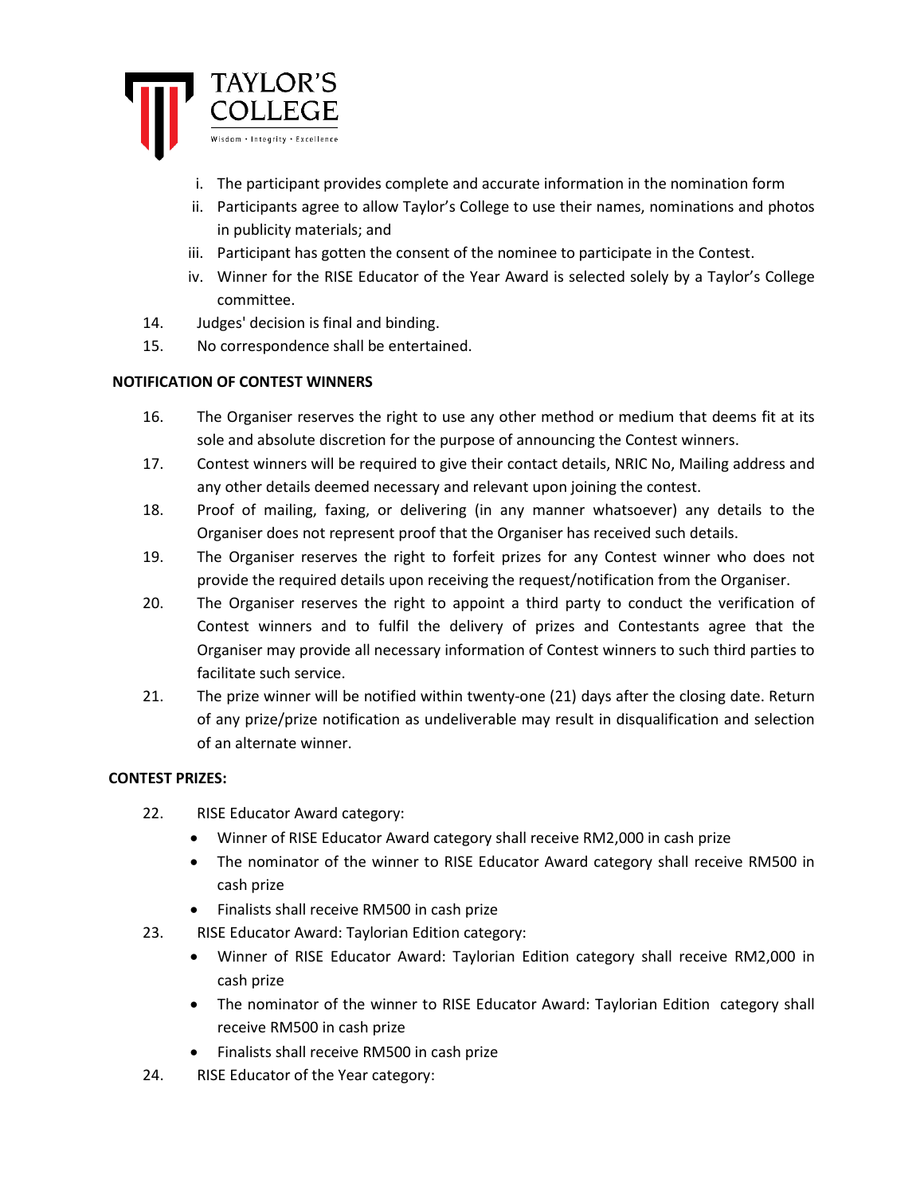i. The participant provides complete and accurate information in the nomination form
ii. Participants agree to allow Taylor's College to use their names, nominations and photos in publicity materials; and
iii. Participant has gotten the consent of the nominee to participate in the Contest.
iv. Winner for the RISE Educator of the Year Award is selected solely by a Taylor's College committee.

14. Judges' decision is final and binding.
15. No correspondence shall be entertained.

**NOTIFICATION OF CONTEST WINNERS**

16. The Organiser reserves the right to use any other method or medium that deems fit at its sole and absolute discretion for the purpose of announcing the Contest winners.
17. Contest winners will be required to give their contact details, NRIC No, Mailing address and any other details deemed necessary and relevant upon joining the contest.
18. Proof of mailing, faxing, or delivering (in any manner whatsoever) any details to the Organiser does not represent proof that the Organiser has received such details.
19. The Organiser reserves the right to forfeit prizes for any Contest winner who does not provide the required details upon receiving the request/notification from the Organiser.
20. The Organiser reserves the right to appoint a third party to conduct the verification of Contest winners and to fulfil the delivery of prizes and Contestants agree that the Organiser may provide all necessary information of Contest winners to such third parties to facilitate such service.
21. The prize winner will be notified within twenty-one (21) days after the closing date. Return of any prize/prize notification as undeliverable may result in disqualification and selection of an alternate winner.

**CONTEST PRIZES:**

22. RISE Educator Award category:
    - Winner of RISE Educator Award category shall receive RM2,000 in cash prize
    - The nominator of the winner to RISE Educator Award category shall receive RM500 in cash prize
    - Finalists shall receive RM500 in cash prize
23. RISE Educator Award: Taylorian Edition category:
    - Winner of RISE Educator Award: Taylorian Edition category shall receive RM2,000 in cash prize
    - The nominator of the winner to RISE Educator Award: Taylorian Edition category shall receive RM500 in cash prize
    - Finalists shall receive RM500 in cash prize
24. RISE Educator of the Year category: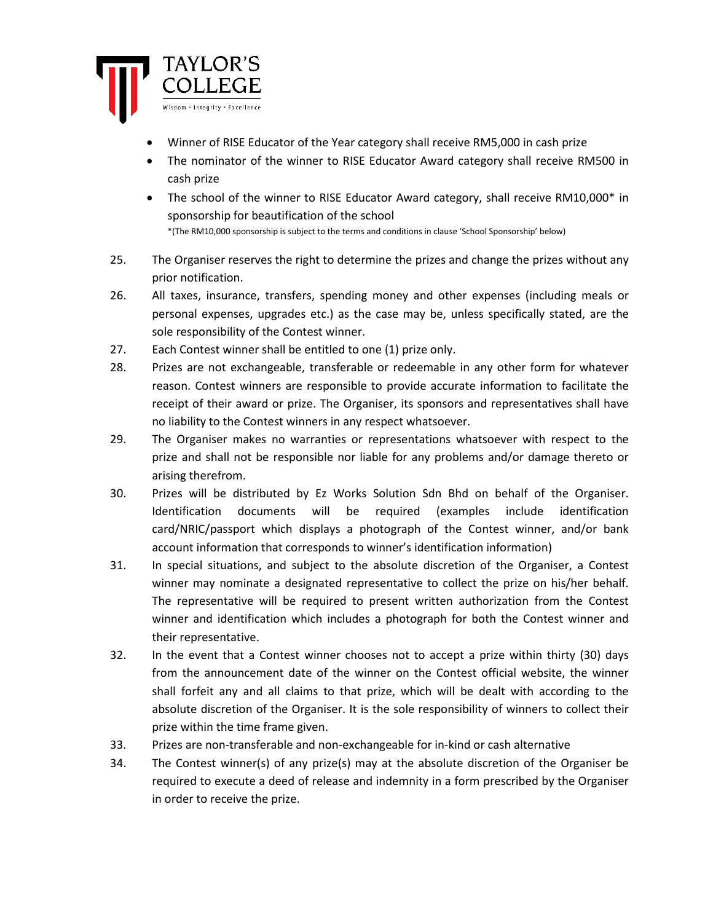- Winner of RISE Educator of the Year category shall receive RM5,000 in cash prize
- The nominator of the winner to RISE Educator Award category shall receive RM500 in cash prize
- The school of the winner to RISE Educator Award category, shall receive RM10,000* in sponsorship for beautification of the school

  *(The RM10,000 sponsorship is subject to the terms and conditions in clause 'School Sponsorship' below)

25. The Organiser reserves the right to determine the prizes and change the prizes without any prior notification.
26. All taxes, insurance, transfers, spending money and other expenses (including meals or personal expenses, upgrades etc.) as the case may be, unless specifically stated, are the sole responsibility of the Contest winner.
27. Each Contest winner shall be entitled to one (1) prize only.
28. Prizes are not exchangeable, transferable or redeemable in any other form for whatever reason. Contest winners are responsible to provide accurate information to facilitate the receipt of their award or prize. The Organiser, its sponsors and representatives shall have no liability to the Contest winners in any respect whatsoever.
29. The Organiser makes no warranties or representations whatsoever with respect to the prize and shall not be responsible nor liable for any problems and/or damage thereto or arising therefrom.
30. Prizes will be distributed by Ez Works Solution Sdn Bhd on behalf of the Organiser. Identification documents will be required (examples include identification card/NRIC/passport which displays a photograph of the Contest winner, and/or bank account information that corresponds to winner's identification information)
31. In special situations, and subject to the absolute discretion of the Organiser, a Contest winner may nominate a designated representative to collect the prize on his/her behalf. The representative will be required to present written authorization from the Contest winner and identification which includes a photograph for both the Contest winner and their representative.
32. In the event that a Contest winner chooses not to accept a prize within thirty (30) days from the announcement date of the winner on the Contest official website, the winner shall forfeit any and all claims to that prize, which will be dealt with according to the absolute discretion of the Organiser. It is the sole responsibility of winners to collect their prize within the time frame given.
33. Prizes are non-transferable and non-exchangeable for in-kind or cash alternative
34. The Contest winner(s) of any prize(s) may at the absolute discretion of the Organiser be required to execute a deed of release and indemnity in a form prescribed by the Organiser in order to receive the prize.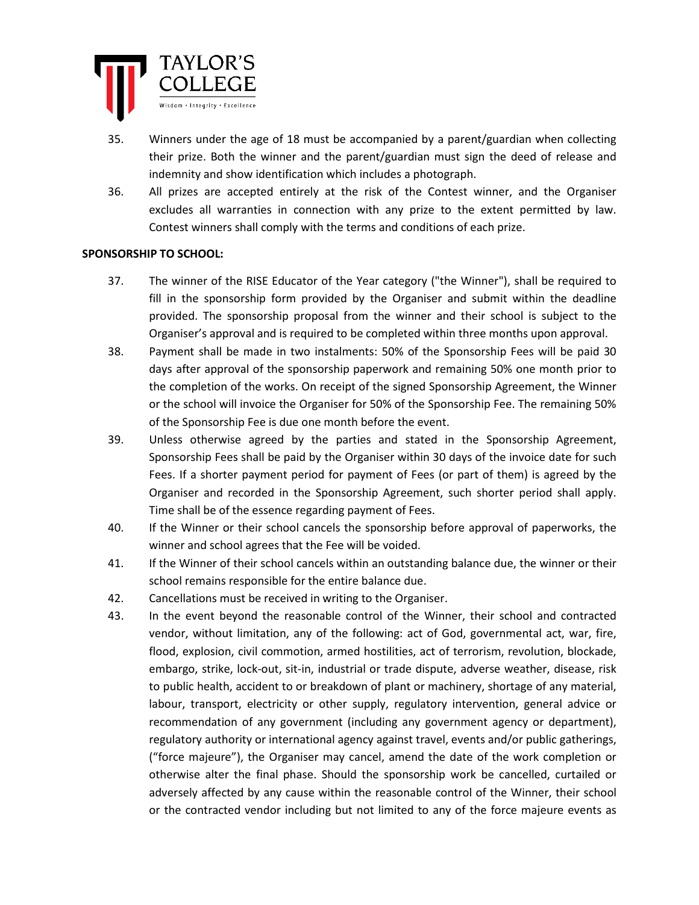35. Winners under the age of 18 must be accompanied by a parent/guardian when collecting their prize. Both the winner and the parent/guardian must sign the deed of release and indemnity and show identification which includes a photograph.
36. All prizes are accepted entirely at the risk of the Contest winner, and the Organiser excludes all warranties in connection with any prize to the extent permitted by law. Contest winners shall comply with the terms and conditions of each prize.

**SPONSORSHIP TO SCHOOL:**

37. The winner of the RISE Educator of the Year category ("the Winner"), shall be required to fill in the sponsorship form provided by the Organiser and submit within the deadline provided. The sponsorship proposal from the winner and their school is subject to the Organiser's approval and is required to be completed within three months upon approval.
38. Payment shall be made in two instalments: 50% of the Sponsorship Fees will be paid 30 days after approval of the sponsorship paperwork and remaining 50% one month prior to the completion of the works. On receipt of the signed Sponsorship Agreement, the Winner or the school will invoice the Organiser for 50% of the Sponsorship Fee. The remaining 50% of the Sponsorship Fee is due one month before the event.
39. Unless otherwise agreed by the parties and stated in the Sponsorship Agreement, Sponsorship Fees shall be paid by the Organiser within 30 days of the invoice date for such Fees. If a shorter payment period for payment of Fees (or part of them) is agreed by the Organiser and recorded in the Sponsorship Agreement, such shorter period shall apply. Time shall be of the essence regarding payment of Fees.
40. If the Winner or their school cancels the sponsorship before approval of paperworks, the winner and school agrees that the Fee will be voided.
41. If the Winner of their school cancels within an outstanding balance due, the winner or their school remains responsible for the entire balance due.
42. Cancellations must be received in writing to the Organiser.
43. In the event beyond the reasonable control of the Winner, their school and contracted vendor, without limitation, any of the following: act of God, governmental act, war, fire, flood, explosion, civil commotion, armed hostilities, act of terrorism, revolution, blockade, embargo, strike, lock-out, sit-in, industrial or trade dispute, adverse weather, disease, risk to public health, accident to or breakdown of plant or machinery, shortage of any material, labour, transport, electricity or other supply, regulatory intervention, general advice or recommendation of any government (including any government agency or department), regulatory authority or international agency against travel, events and/or public gatherings, ("force majeure"), the Organiser may cancel, amend the date of the work completion or otherwise alter the final phase. Should the sponsorship work be cancelled, curtailed or adversely affected by any cause within the reasonable control of the Winner, their school or the contracted vendor including but not limited to any of the force majeure events as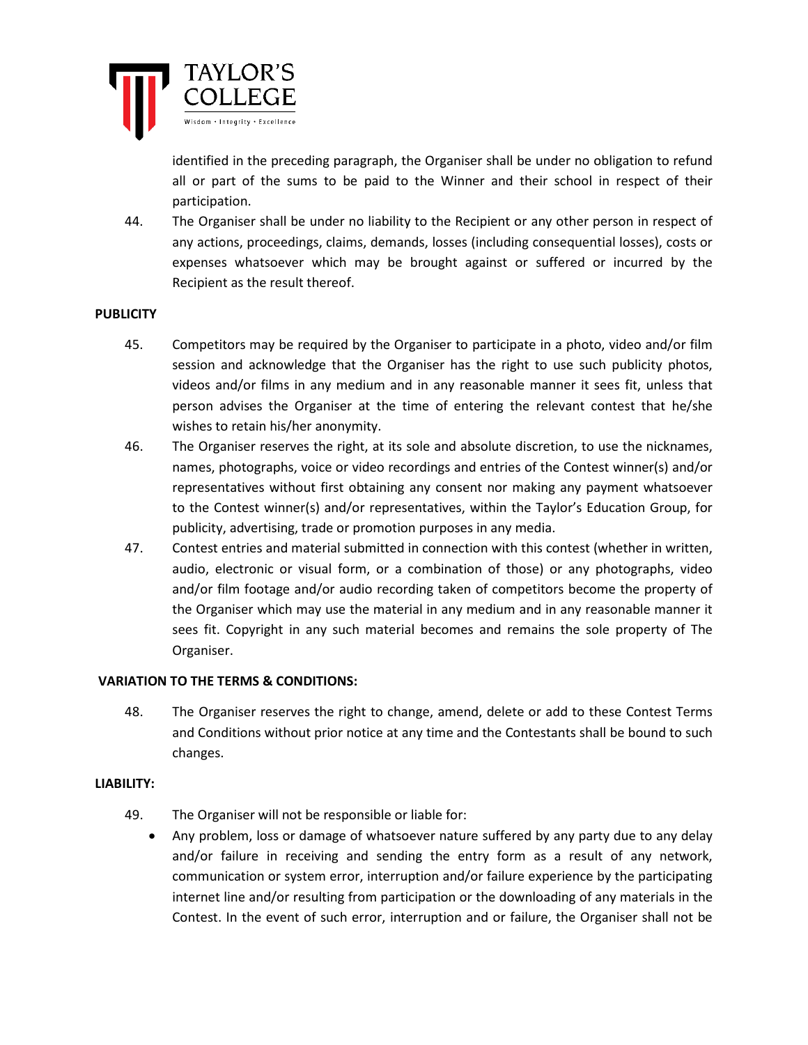identified in the preceding paragraph, the Organiser shall be under no obligation to refund all or part of the sums to be paid to the Winner and their school in respect of their participation.

44. The Organiser shall be under no liability to the Recipient or any other person in respect of any actions, proceedings, claims, demands, losses (including consequential losses), costs or expenses whatsoever which may be brought against or suffered or incurred by the Recipient as the result thereof.

**PUBLICITY**

45. Competitors may be required by the Organiser to participate in a photo, video and/or film session and acknowledge that the Organiser has the right to use such publicity photos, videos and/or films in any medium and in any reasonable manner it sees fit, unless that person advises the Organiser at the time of entering the relevant contest that he/she wishes to retain his/her anonymity.

46. The Organiser reserves the right, at its sole and absolute discretion, to use the nicknames, names, photographs, voice or video recordings and entries of the Contest winner(s) and/or representatives without first obtaining any consent nor making any payment whatsoever to the Contest winner(s) and/or representatives, within the Taylor's Education Group, for publicity, advertising, trade or promotion purposes in any media.

47. Contest entries and material submitted in connection with this contest (whether in written, audio, electronic or visual form, or a combination of those) or any photographs, video and/or film footage and/or audio recording taken of competitors become the property of the Organiser which may use the material in any medium and in any reasonable manner it sees fit. Copyright in any such material becomes and remains the sole property of The Organiser.

**VARIATION TO THE TERMS & CONDITIONS:**

48. The Organiser reserves the right to change, amend, delete or add to these Contest Terms and Conditions without prior notice at any time and the Contestants shall be bound to such changes.

**LIABILITY:**

49. The Organiser will not be responsible or liable for:

- Any problem, loss or damage of whatsoever nature suffered by any party due to any delay and/or failure in receiving and sending the entry form as a result of any network, communication or system error, interruption and/or failure experience by the participating internet line and/or resulting from participation or the downloading of any materials in the Contest. In the event of such error, interruption and or failure, the Organiser shall not be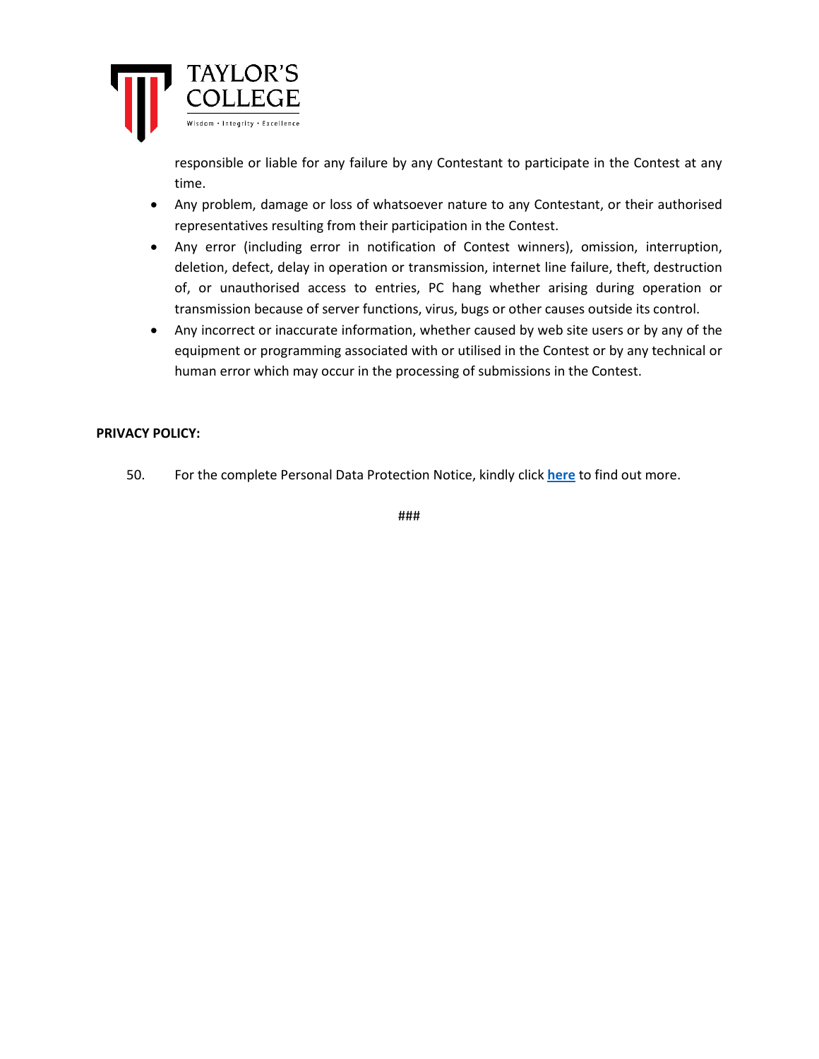responsible or liable for any failure by any Contestant to participate in the Contest at any time.

- Any problem, damage or loss of whatsoever nature to any Contestant, or their authorised representatives resulting from their participation in the Contest.
- Any error (including error in notification of Contest winners), omission, interruption, deletion, defect, delay in operation or transmission, internet line failure, theft, destruction of, or unauthorised access to entries, PC hang whether arising during operation or transmission because of server functions, virus, bugs or other causes outside its control.
- Any incorrect or inaccurate information, whether caused by web site users or by any of the equipment or programming associated with or utilised in the Contest or by any technical or human error which may occur in the processing of submissions in the Contest.

**PRIVACY POLICY:**

50. For the complete Personal Data Protection Notice, kindly click **here** to find out more.

###